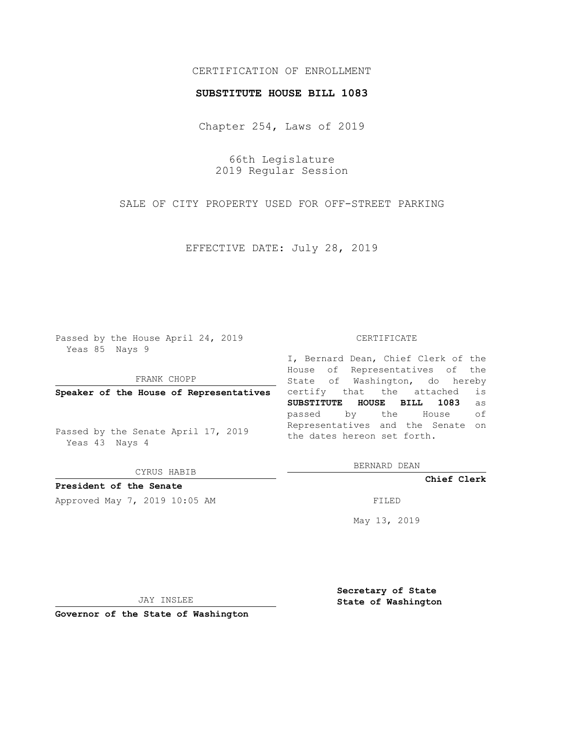CERTIFICATION OF ENROLLMENT

**SUBSTITUTE HOUSE BILL 1083**

Chapter 254, Laws of 2019

66th Legislature
2019 Regular Session

SALE OF CITY PROPERTY USED FOR OFF-STREET PARKING

EFFECTIVE DATE: July 28, 2019

Passed by the House April 24, 2019
Yeas 85 Nays 9

FRANK CHOPP

**Speaker of the House of Representatives**

Passed by the Senate April 17, 2019
Yeas 43 Nays 4

CYRUS HABIB

**President of the Senate**

Approved May 7, 2019 10:05 AM

JAY INSLEE

**Governor of the State of Washington**

CERTIFICATE

I, Bernard Dean, Chief Clerk of the House of Representatives of the State of Washington, do hereby certify that the attached is **SUBSTITUTE HOUSE BILL 1083** as passed by the House of Representatives and the Senate on the dates hereon set forth.

BERNARD DEAN

**Chief Clerk**

FILED

May 13, 2019

**Secretary of State**
**State of Washington**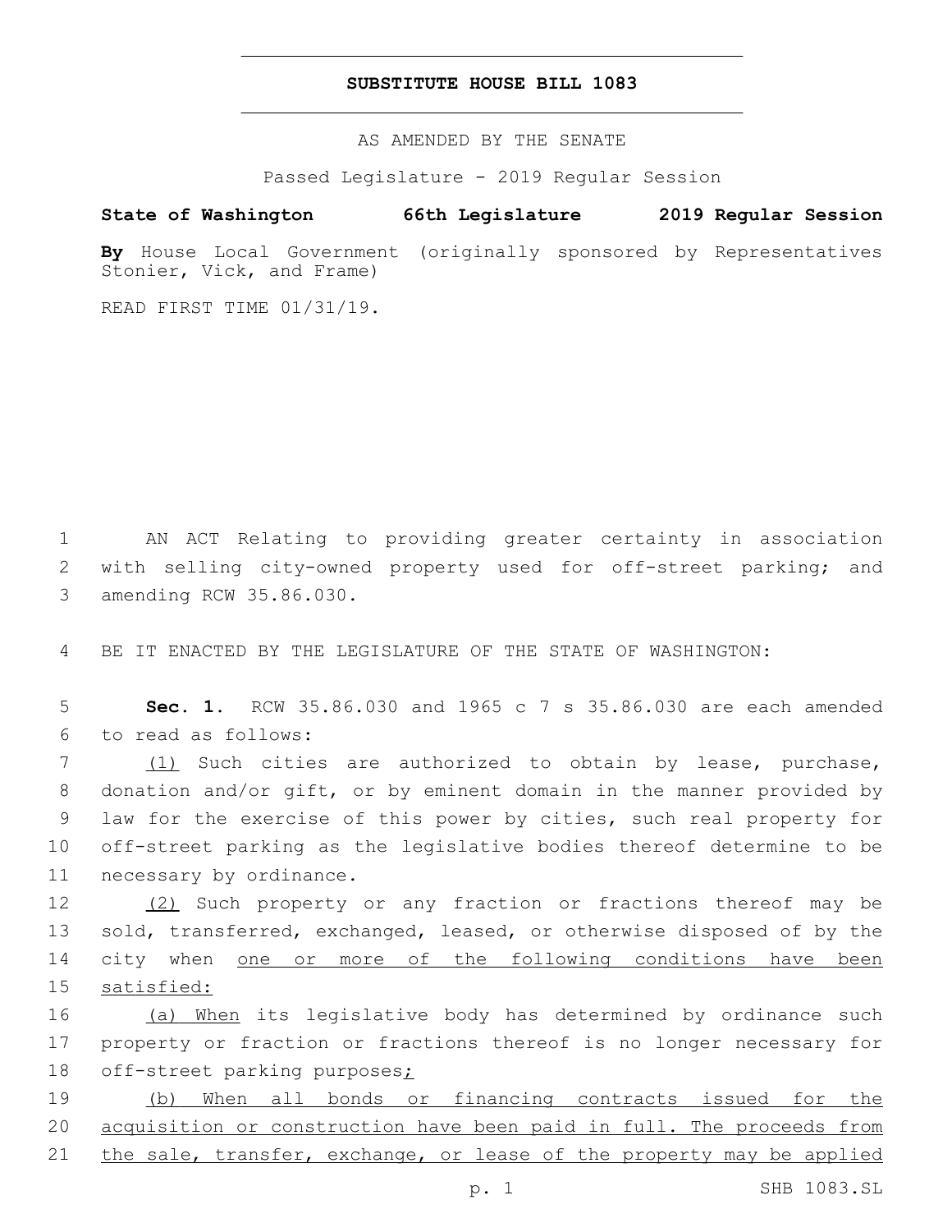# SUBSTITUTE HOUSE BILL 1083

AS AMENDED BY THE SENATE

Passed Legislature - 2019 Regular Session

**State of Washington 66th Legislature 2019 Regular Session**

**By** House Local Government (originally sponsored by Representatives Stonier, Vick, and Frame)

READ FIRST TIME 01/31/19.

AN ACT Relating to providing greater certainty in association with selling city-owned property used for off-street parking; and amending RCW 35.86.030.

BE IT ENACTED BY THE LEGISLATURE OF THE STATE OF WASHINGTON:

**Sec. 1.** RCW 35.86.030 and 1965 c 7 s 35.86.030 are each amended to read as follows:

<u>(1)</u> Such cities are authorized to obtain by lease, purchase, donation and/or gift, or by eminent domain in the manner provided by law for the exercise of this power by cities, such real property for off-street parking as the legislative bodies thereof determine to be necessary by ordinance.

<u>(2)</u> Such property or any fraction or fractions thereof may be sold, transferred, exchanged, leased, or otherwise disposed of by the city when <u>one or more of the following conditions have been satisfied:</u>

<u>(a) When</u> its legislative body has determined by ordinance such property or fraction or fractions thereof is no longer necessary for off-street parking purposes<u>;</u>

<u>(b) When all bonds or financing contracts issued for the acquisition or construction have been paid in full. The proceeds from the sale, transfer, exchange, or lease of the property may be applied</u>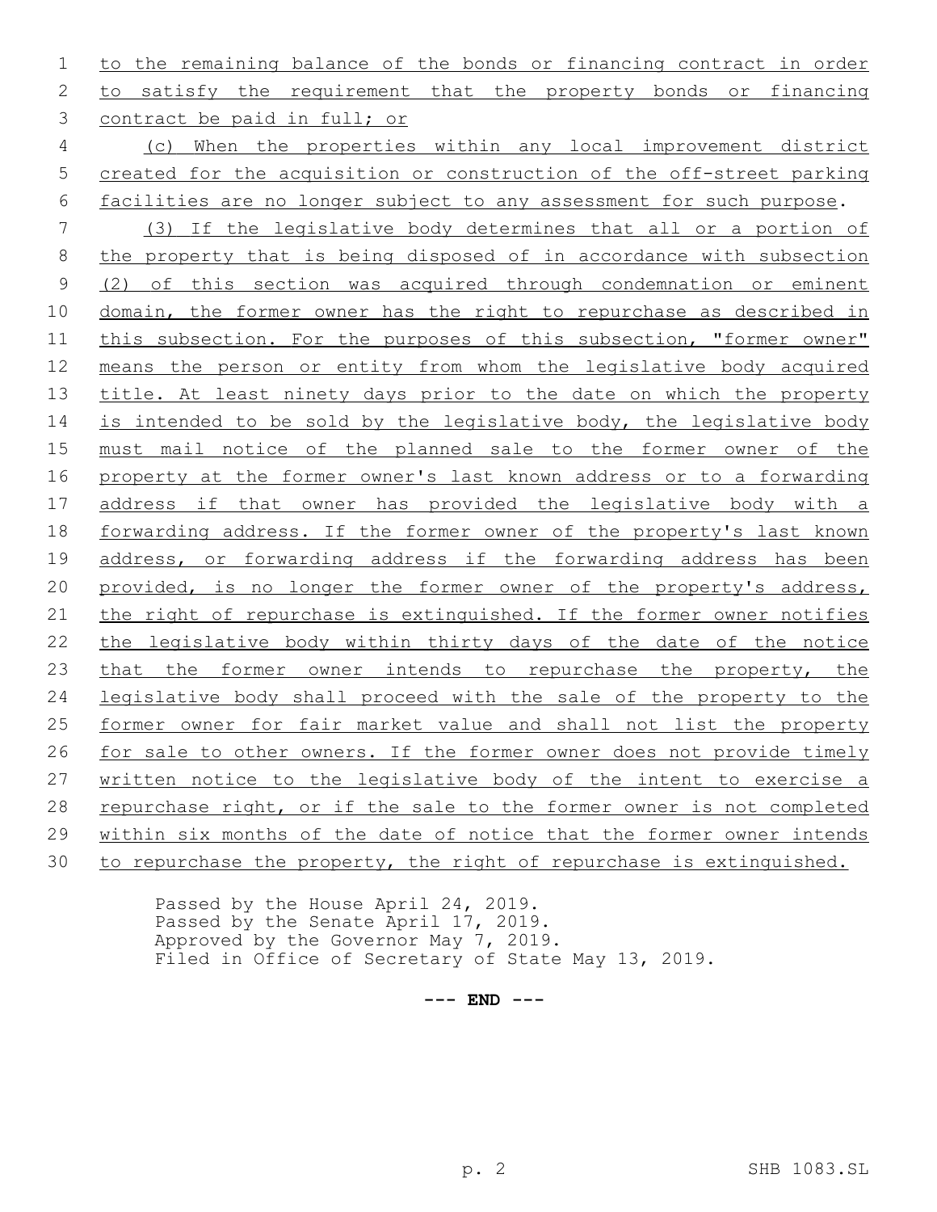to the remaining balance of the bonds or financing contract in order to satisfy the requirement that the property bonds or financing contract be paid in full; or

(c) When the properties within any local improvement district created for the acquisition or construction of the off-street parking facilities are no longer subject to any assessment for such purpose.

(3) If the legislative body determines that all or a portion of the property that is being disposed of in accordance with subsection (2) of this section was acquired through condemnation or eminent domain, the former owner has the right to repurchase as described in this subsection. For the purposes of this subsection, "former owner" means the person or entity from whom the legislative body acquired title. At least ninety days prior to the date on which the property is intended to be sold by the legislative body, the legislative body must mail notice of the planned sale to the former owner of the property at the former owner's last known address or to a forwarding address if that owner has provided the legislative body with a forwarding address. If the former owner of the property's last known address, or forwarding address if the forwarding address has been provided, is no longer the former owner of the property's address, the right of repurchase is extinguished. If the former owner notifies the legislative body within thirty days of the date of the notice that the former owner intends to repurchase the property, the legislative body shall proceed with the sale of the property to the former owner for fair market value and shall not list the property for sale to other owners. If the former owner does not provide timely written notice to the legislative body of the intent to exercise a repurchase right, or if the sale to the former owner is not completed within six months of the date of notice that the former owner intends to repurchase the property, the right of repurchase is extinguished.

Passed by the House April 24, 2019.
Passed by the Senate April 17, 2019.
Approved by the Governor May 7, 2019.
Filed in Office of Secretary of State May 13, 2019.

**--- END ---**